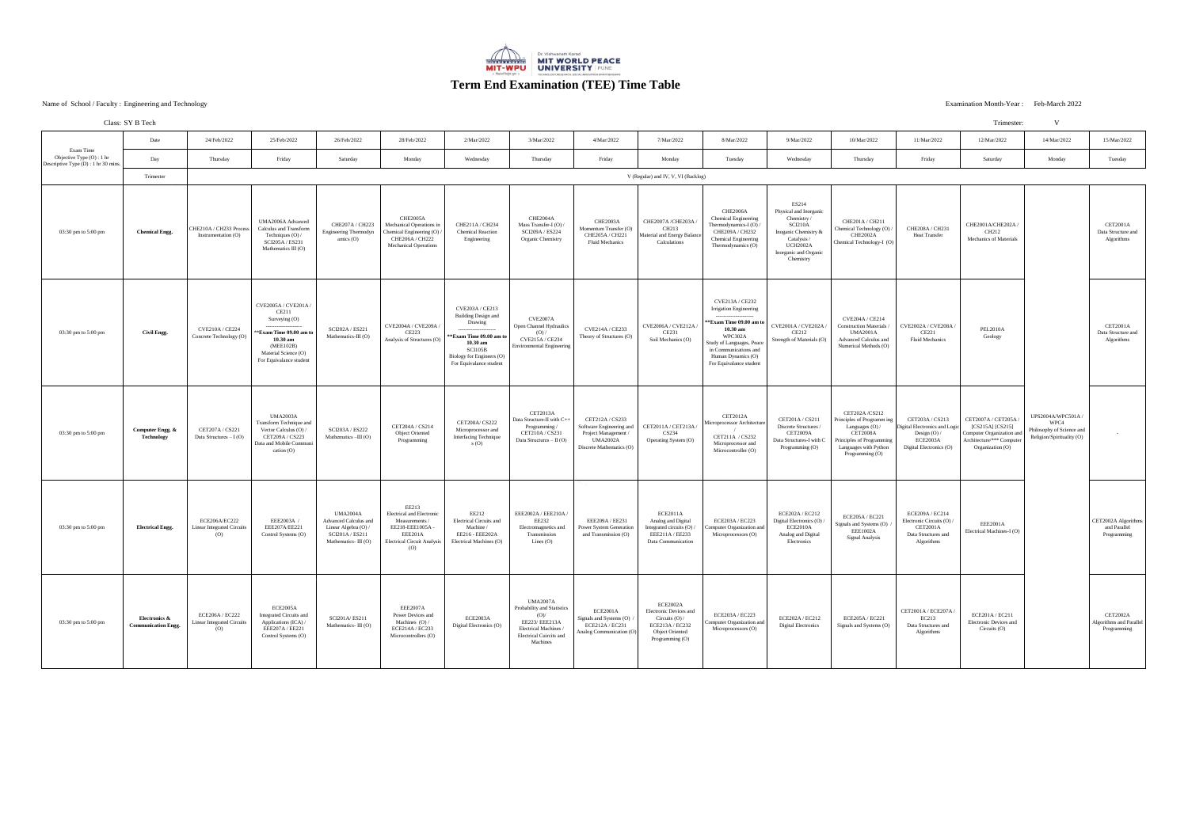Dr. Vishwanath Karad MIT WORLD PEACE UNIVERSITY | PUNE

# Term End Examination (TEE) Time Table

Name of School / Faculty : Engineering and Technology

Examination Month-Year : Feb-March 2022

Class: SY B Tech

Trimester: V

| Exam Time<br>Objective Type (O) : 1 hr<br>Descriptive Type (D) : 1 hr 30 mins. | Date | 24/Feb/2022 | 25/Feb/2022 | 26/Feb/2022 | 28/Feb/2022 | 2/Mar/2022 | 3/Mar/2022 | 4/Mar/2022 | 7/Mar/2022 | 8/Mar/2022 | 9/Mar/2022 | 10/Mar/2022 | 11/Mar/2022 | 12/Mar/2022 | 14/Mar/2022 | 15/Mar/2022 |
|---|---|---|---|---|---|---|---|---|---|---|---|---|---|---|---|---|
| | Day | Thursday | Friday | Saturday | Monday | Wednesday | Thursday | Friday | Monday | Tuesday | Wednesday | Thursday | Friday | Saturday | Monday | Tuesday |
| | Trimester | V (Regular) and IV, V, VI (Backlog) | | | | | | | | | | | | | | |
| 03:30 pm to 5:00 pm | Chemical Engg. | CHE210A / CH233 Process Instrumentation (O) | UMA2006A Advanced Calculus and Transform Techniques (O) / SCI205A / ES231 Mathematics III (O) | CHE207A / CH223 Engineering Thermodynamics (O) | CHE2005A Mechanical Operations in Chemical Engineering (O) / CHE206A / CH222 Mechanical Operations | CHE211A / CH234 Chemical Reaction Engineering | CHE2004A Mass Transfer-I (O) / SCI209A / ES224 Organic Chemistry | CHE2003A Momentum Transfer (O) / CHE205A / CH221 Fluid Mechanics | CHE2007A /CHE203A / CH213 Material and Energy Balance Calculations | CHE2006A Chemical Engineering Thermodynamics-I (O) / CHE209A / CH232 Chemical Engineering Thermodynamics (O) | ES214 Physical and Inorganic Chemistry / SCI210A Inoganic Chemistry & Catalysis / UCH2002A Inorganic and Organic Chemistry | CHE201A / CH211 Chemical Technology (O) / CHE2002A Chemical Technology-I (O) | CHE208A / CH231 Heat Transfer | CHE2001A/CHE202A / CH212 Mechanics of Materials | | CET2001A Data Structure and Algorithms |
| 03:30 pm to 5:00 pm | Civil Engg. | CVE210A / CE224 Concrete Technology (O) | CVE2005A / CVE201A / CE211 Surveying (O) ------------------- **Exam Time 09.00 am to 10.30 am (MEE102B) Material Science (O) For Equivalance student | SCI202A / ES221 Mathematics-III (O) | CVE2004A / CVE209A / CE223 Analysis of Structures (O) | CVE203A / CE213 Building Design and Drawing ------------------- **Exam Time 09.00 am to 10.30 am SCI105B Biology for Engineers (O) For Equivalance student | CVE2007A Open Channel Hydraulics (O) / CVE215A / CE234 Environmental Engineering | CVE214A / CE233 Theory of Structures (O) | CVE2006A / CVE212A / CE231 Soil Mechanics (O) | CVE213A / CE232 Irrigation Engineering ------------------- **Exam Time 09.00 am to 10.30 am WPC302A Study of Languages, Peace in Communications and Human Dynamics (O) For Equivalance student | CVE2001A / CVE202A / CE212 Strength of Materials (O) | CVE204A / CE214 Construction Materials / UMA2001A Advanced Calculus and Numerical Methods (O) | CVE2002A / CVE208A / CE221 Fluid Mechanics | PEL2010A Geology | | CET2001A Data Structure and Algorithms |
| 03:30 pm to 5:00 pm | Computer Engg. & Technology | CET207A / CS221 Data Structures – I (O) | UMA2003A Transform Technique and Vector Calculus (O) / CET209A / CS223 Data and Mobile Communication (O) | SCI203A / ES222 Mathematics –III (O) | CET204A / CS214 Object Oriented Programming | CET208A/ CS222 Microprocessor and Interfacing Technique s (O) | CET2013A Data Structure-II with C++ Programming / CET210A / CS231 Data Structures – II (O) | CET212A / CS233 Software Engineering and Project Management / UMA2002A Discrete Mathematics (O) | CET2011A / CET213A / CS234 Operating System (O) | CET2012A Microprocessor Architecture / CET211A / CS232 Microprocessor and Microcontroller (O) | CET201A / CS211 Discrete Structures / CET2009A Data Structures-I with C Programming (O) | CET202A /CS212 Principles of Programming Languages (O) / CET2008A Principles of Programming Languages with Python Programming (O) | CET203A / CS213 Digital Electronics and Logic Design (O) / ECE2003A Digital Electronics (O) | CET2007A / CET205A / [CS215A] [CS215] Computer Organization and Architecture/*** Computer Organization (O) | UPS2004A/WPC501A / WPC4 Philosophy of Science and Religion/Spirituality (O) | - |
| 03:30 pm to 5:00 pm | Electrical Engg. | ECE206A/EC222 Linear Integrated Circuits (O) | EEE2003A / EEE207A/EE221 Control Systems (O) | UMA2004A Advanced Calculus and Linear Algebra (O) / SCI201A / ES211 Mathematics- III (O) | EE213 Electrical and Electronic Measurements / EE218-EEE1005A - EEE201A Electrical Circuit Analysis (O) | EE212 Electrical Circuits and Machine / EE216 - EEE202A Electrical Machines (O) | EEE2002A / EEE210A / EE232 Electromagnetics and Transmission Lines (O) | EEE209A / EE231 Power System Generation and Transmission (O) | ECE2011A Analog and Digital Integrated circuits (O) / EEE211A / EE233 Data Communication | ECE203A / EC223 Computer Organization and Microprocessors (O) | ECE202A / EC212 Digital Electronics (O) / ECE2010A Analog and Digital Electronics | ECE205A / EC221 Signals and Systems (O) / EEE1002A Signal Analysis | ECE209A / EC214 Electronic Circuits (O) / CET2001A Data Structures and Algorithms | EEE2001A Electrical Machines-I (O) | | CET2002A Algorithms and Parallel Programming |
| 03:30 pm to 5:00 pm | Electronics & Communication Engg. | ECE206A / EC222 Linear Integrated Circuits (O) | ECE2005A Integrated Circuits and Applications (ICA) / EEE207A / EE221 Control Systems (O) | SCI201A/ ES211 Mathematics- III (O) | EEE2007A Power Devices and Machines (O) / ECE214A / EC233 Microcontrollers (O) | ECE2003A Digital Electronics (O) | UMA2007A Probability and Statistics (O)/ EE223/ EEE213A Electrical Machines / Electrical Cuircits and Machines | ECE2001A Signals and Systems (O) / ECE212A / EC231 Analog Communication (O) | ECE2002A Electronic Devices and Circuits (O) / ECE213A / EC232 Object Oriented Programming (O) | ECE203A / EC223 Computer Organization and Microprocessors (O) | ECE202A / EC212 Digital Electronics | ECE205A / EC221 Signals and Systems (O) | CET2001A / ECE207A / EC213 Data Structures and Algorithms | ECE201A / EC211 Electronic Devices and Circuits (O) | | CET2002A Algorithms and Parallel Programming |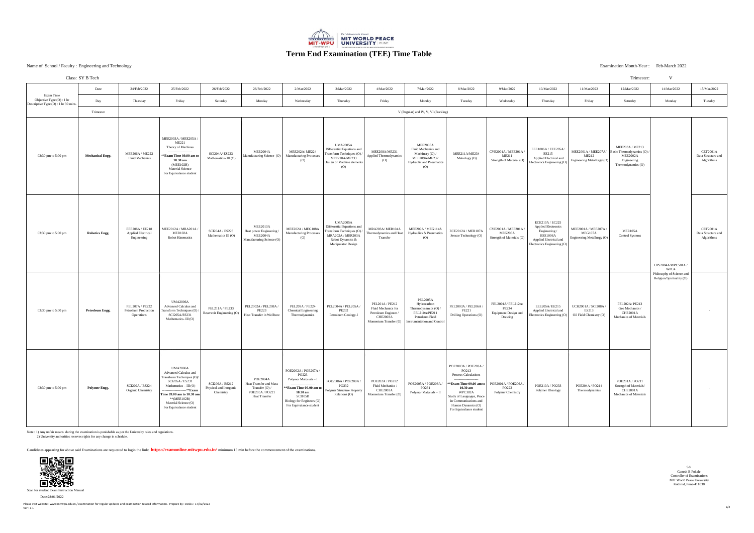# Term End Examination (TEE) Time Table

Name of School / Faculty : Engineering and Technology

Examination Month-Year : Feb-March 2022

Class: SY B Tech

Trimester: V

| Exam Time Objective Type (O) : 1 hr Descriptive Type (D) : 1 hr 30 mins. | Date | 24/Feb/2022 | 25/Feb/2022 | 26/Feb/2022 | 28/Feb/2022 | 2/Mar/2022 | 3/Mar/2022 | 4/Mar/2022 | 7/Mar/2022 | 8/Mar/2022 | 9/Mar/2022 | 10/Mar/2022 | 11/Mar/2022 | 12/Mar/2022 | 14/Mar/2022 | 15/Mar/2022 |
|---|---|---|---|---|---|---|---|---|---|---|---|---|---|---|---|---|
| | Day | Thursday | Friday | Saturday | Monday | Wednesday | Thursday | Friday | Monday | Tuesday | Wednesday | Thursday | Friday | Saturday | Monday | Tuesday |
| | Trimester | V (Regular) and IV, V, VI (Backlog) | | | | | | | | | | | | | | |
| 03:30 pm to 5:00 pm | **Mechanical Engg.** | MEE206A / ME222 Fluid Mechanics | MEE2003A / MEE205A / ME221 Theory of Machines --------------------- **Exam Time 09.00 am to 10.30 am (MEE102B) Material Science For Equivalance student | SCI204A/ ES223 Mathematics– III (O) | MEE2004A Manufacturing Science (O) | MEE202A/ ME224 Manufacturing Processes (O) | UMA2005A Differential Equations and Transform Techniques (O) / MEE210A/ME233 Design of Machine elements (O) | MEE208A/ME231 Applied Thermodynamics (O) | MEE2005A Fluid Mechanics and Machinery (O) / MEE209A/ME232 Hydraulic and Pneumatics (O) | MEE211A/ME234 Metrology (O) | CVE2001A / MEE201A / ME211 Strength of Material (O) | EEE1006A / EEE205A/ EE215 Applied Electrical and Electronics Engineering (O) | MEE2001A / MEE207A/ ME212 Engineering Metallurgy (O) | MEE203A / ME213 Basic Thermodynamics (O) / MEE2002A Engineering Thermodynamics (O) | UPS2004A/WPC501A / WPC4 Philosophy of Science and Religion/Spirituality (O) | CET2001A Data Structure and Algorithms |
| 03:30 pm to 5:00 pm | **Robotics Engg.** | EEE206A / EE218 Applied Electrical Engineering | MEE2012A / MRA201A / MER102A Robot Kinematics | SCI204A / ES223 Mathematics III (O) | MEE2013A Heat power Engineering / MEE2004A Manufacturing Science (O) | MEE202A / MEG108A Manufacturing Processes (O) | UMA2005A Differential Equations and Transform Techniques (O) / MRA202A / MER203A Robot Dynamics & Manipulator Design | MRA203A/ MER104A Thermodynamics and Heat Transfer | MEE209A / MEG114A Hydraulics & Pneumatics (O) | ECE2012A / MER107A Sensor Technology (O) | CVE2001A / MEE201A / MEG206A Strength of Materials (O) | ECE210A / EC225 Applied Electronics Engineering / EEE1006A Applied Electrical and Electronics Engineering (O) | MEE2001A / MEE207A / MEG107A Engineering Metallurgy (O) | MER105A Control Systems | | CET2001A Data Structure and Algorithms |
| 03:30 pm to 5:00 pm | **Petroleum Engg.** | PEL207A / PE222 Petroleum Production Operations | UMA2006A Advanced Calculus and Transform Techniques (O) / SCI205A/ES231 Mathematics– III (O) | PEL211A / PE233 Reservoir Engineering (O) | PEL2002A / PEL208A / PE223 Heat Transfer in Wellbore | PEL209A / PE224 Chemical Engineering Thermodynamics | PEL2004A / PEL205A / PE232 Petroleum Geology-I | PEL201A / PE212 Fluid Mechanics for Petroleum Engineer / CHE2003A Momentum Transfer (O) | PEL2005A Hydrocarbon Thermodynamics (O) / PEL210A/PE211 Petroleum Field Instrumentation and Control | PEL2003A / PEL206A / PE221 Drilling Operations (O) | PEL2001A/ PEL212A/ PE234 Equipment Design and Drawing | EEE205A/ EE215 Applied Electrical and Electronics Engineering (O) | UCH2001A / SCI208A / ES213 Oil Field Chemistry (O) | PEL202A/ PE213 Geo Mechanics / CHE2001A Mechanics of Materials | | - |
| 03:30 pm to 5:00 pm | **Polymer Engg.** | SCI209A / ES224 Organic Chemistry | UMA2006A Advanced Calculus and Transform Techniques (O)/ SCI205A / ES231 Mathematics – III (O) ---------------------**Exam Time 09.00 am to 10.30 am **(MEE102B) Material Science (O) For Equivalance student | SCI206A / ES212 Physical and Inorganic Chemistry | POE2004A Heat Transfer and Mass Transfer (O) / POE205A / PO221 Heat Transfer | POE2002A / POE207A / PO223 Polymer Materials – I --------------------- **Exam Time 09.00 am to 10.30 am SCI105B Biology for Engineers (O) For Equivalance student | POE2006A / POE209A / PO232 Polymer Structure Property Relations (O) | POE202A / PO212 Fluid Mechanics / CHE2003A Momentum Transfer (O) | POE2005A / POE208A / PO231 Polymer Materials – II | POE2003A / POE203A / PO213 Process Calculations --------------------- **Exam Time 09.00 am to 10.30 am WPC302A Study of Languages, Peace in Communications and Human Dynamics (O) For Equivalance student | POE2001A / POE206A / PO222 Polymer Chemistry | POE210A / PO233 Polymer Rheology | POE204A / PO214 Thermodynamics | POE201A / PO211 Strength of Materials/ CHE2001A Mechanics of Materials | | - |

Note : 1) Any unfair means during the examination is punishable as per the University rules and regulations.
2) University authorities reserves rights for any change in schedule.

Candidates appearing for above said Examinations are requested to login the link: **https://examonline.mitwpu.edu.in/** minimum 15 min before the commencement of the examinations.

Scan for student Exam Instruction Manual

Date:28/01/2022

Sd/
Ganesh B Pokale
Controller of Examinations
MIT World Peace University
Kothrud, Pune-411038

Please visit website : www.mitwpu.edu.in / examination for regular updates and examination related information. Prepare by : Desk1 : 17/02/2022
Ver : 1.1